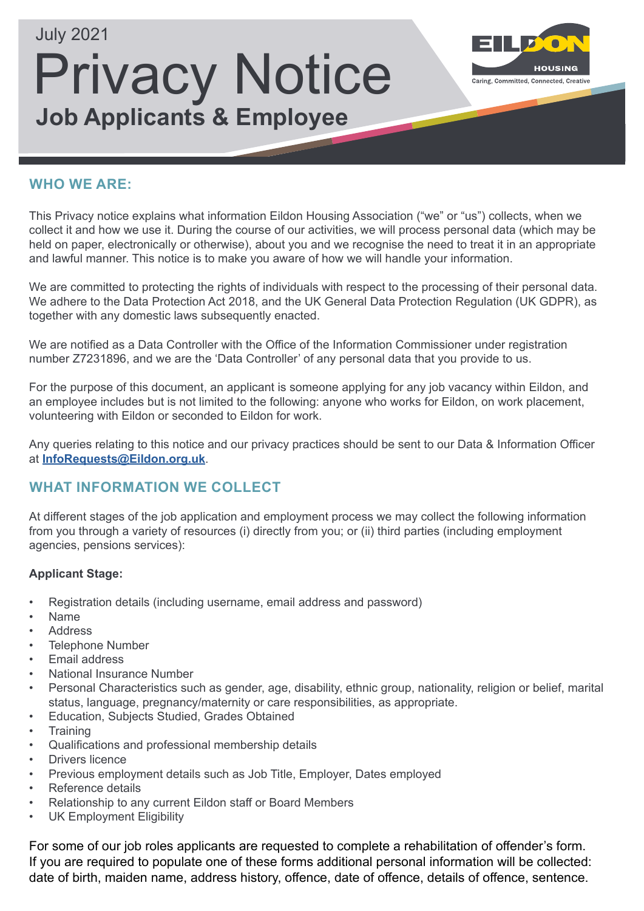July 2021

# Privacy Notice

## Job Applicants & Employee

## WHO WE ARE:

This Privacy notice explains what information Eildon Housing Association ("we" or "us") collects, when we collect it and how we use it. During the course of our activities, we will process personal data (which may be held on paper, electronically or otherwise), about you and we recognise the need to treat it in an appropriate and lawful manner. This notice is to make you aware of how we will handle your information.

We are committed to protecting the rights of individuals with respect to the processing of their personal data. We adhere to the Data Protection Act 2018, and the UK General Data Protection Regulation (UK GDPR), as together with any domestic laws subsequently enacted.

We are notified as a Data Controller with the Office of the Information Commissioner under registration number Z7231896, and we are the 'Data Controller' of any personal data that you provide to us.

For the purpose of this document, an applicant is someone applying for any job vacancy within Eildon, and an employee includes but is not limited to the following: anyone who works for Eildon, on work placement, volunteering with Eildon or seconded to Eildon for work.

Any queries relating to this notice and our privacy practices should be sent to our Data & Information Officer at **InfoRequests@Eildon.org.uk**.

## WHAT INFORMATION WE COLLECT

At different stages of the job application and employment process we may collect the following information from you through a variety of resources (i) directly from you; or (ii) third parties (including employment agencies, pensions services):

**Applicant Stage:**

- Registration details (including username, email address and password)
- Name
- Address
- Telephone Number
- Email address
- National Insurance Number
- Personal Characteristics such as gender, age, disability, ethnic group, nationality, religion or belief, marital status, language, pregnancy/maternity or care responsibilities, as appropriate.
- Education, Subjects Studied, Grades Obtained
- Training
- Qualifications and professional membership details
- Drivers licence
- Previous employment details such as Job Title, Employer, Dates employed
- Reference details
- Relationship to any current Eildon staff or Board Members
- UK Employment Eligibility

For some of our job roles applicants are requested to complete a rehabilitation of offender's form. If you are required to populate one of these forms additional personal information will be collected: date of birth, maiden name, address history, offence, date of offence, details of offence, sentence.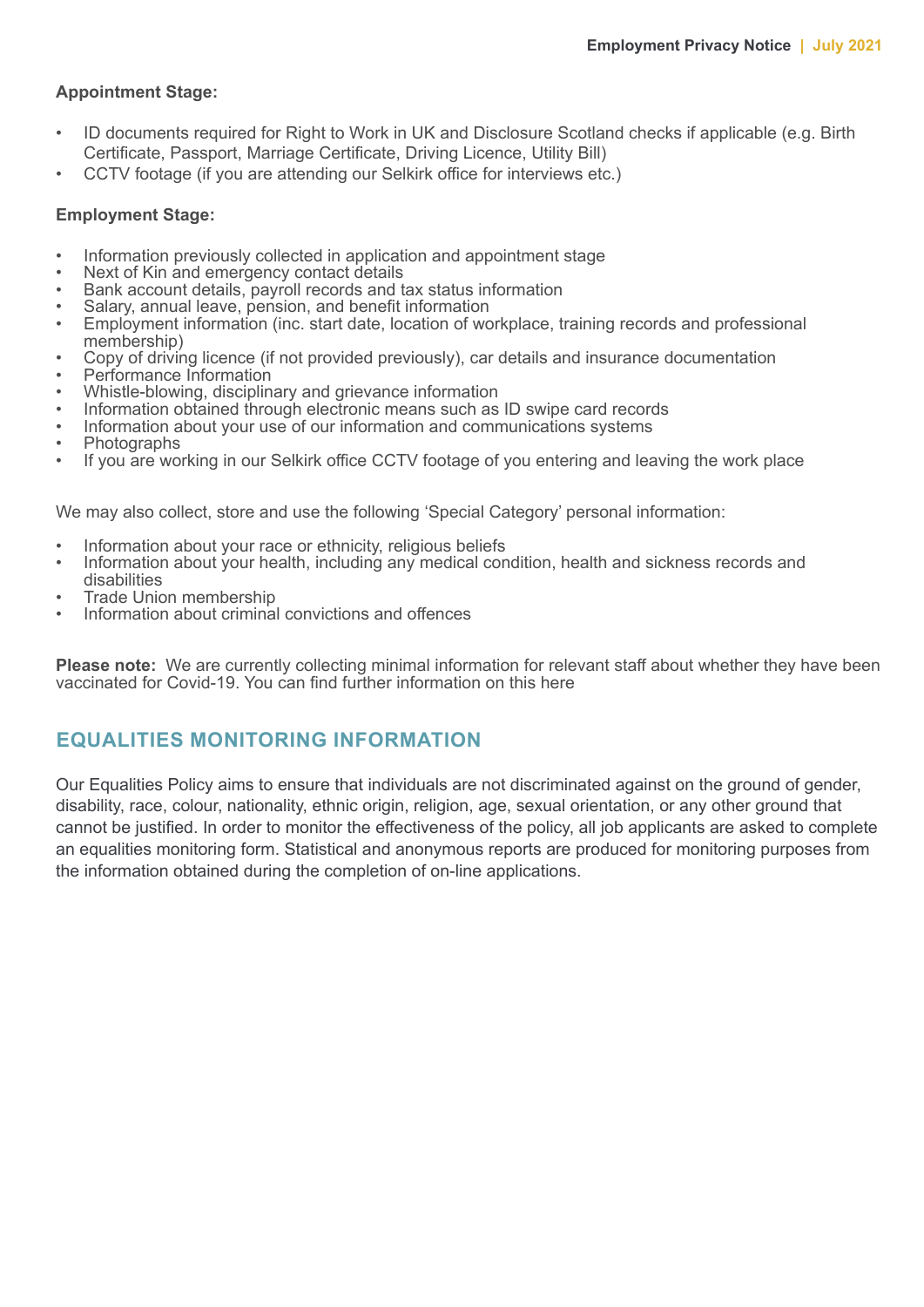**Appointment Stage:**

- ID documents required for Right to Work in UK and Disclosure Scotland checks if applicable (e.g. Birth Certificate, Passport, Marriage Certificate, Driving Licence, Utility Bill)
- CCTV footage (if you are attending our Selkirk office for interviews etc.)

**Employment Stage:**

- Information previously collected in application and appointment stage
- Next of Kin and emergency contact details
- Bank account details, payroll records and tax status information
- Salary, annual leave, pension, and benefit information
- Employment information (inc. start date, location of workplace, training records and professional membership)
- Copy of driving licence (if not provided previously), car details and insurance documentation
- Performance Information
- Whistle-blowing, disciplinary and grievance information
- Information obtained through electronic means such as ID swipe card records
- Information about your use of our information and communications systems
- Photographs
- If you are working in our Selkirk office CCTV footage of you entering and leaving the work place

We may also collect, store and use the following 'Special Category' personal information:

- Information about your race or ethnicity, religious beliefs
- Information about your health, including any medical condition, health and sickness records and disabilities
- Trade Union membership
- Information about criminal convictions and offences

**Please note:** We are currently collecting minimal information for relevant staff about whether they have been vaccinated for Covid-19. You can find further information on this here

## EQUALITIES MONITORING INFORMATION

Our Equalities Policy aims to ensure that individuals are not discriminated against on the ground of gender, disability, race, colour, nationality, ethnic origin, religion, age, sexual orientation, or any other ground that cannot be justified. In order to monitor the effectiveness of the policy, all job applicants are asked to complete an equalities monitoring form. Statistical and anonymous reports are produced for monitoring purposes from the information obtained during the completion of on-line applications.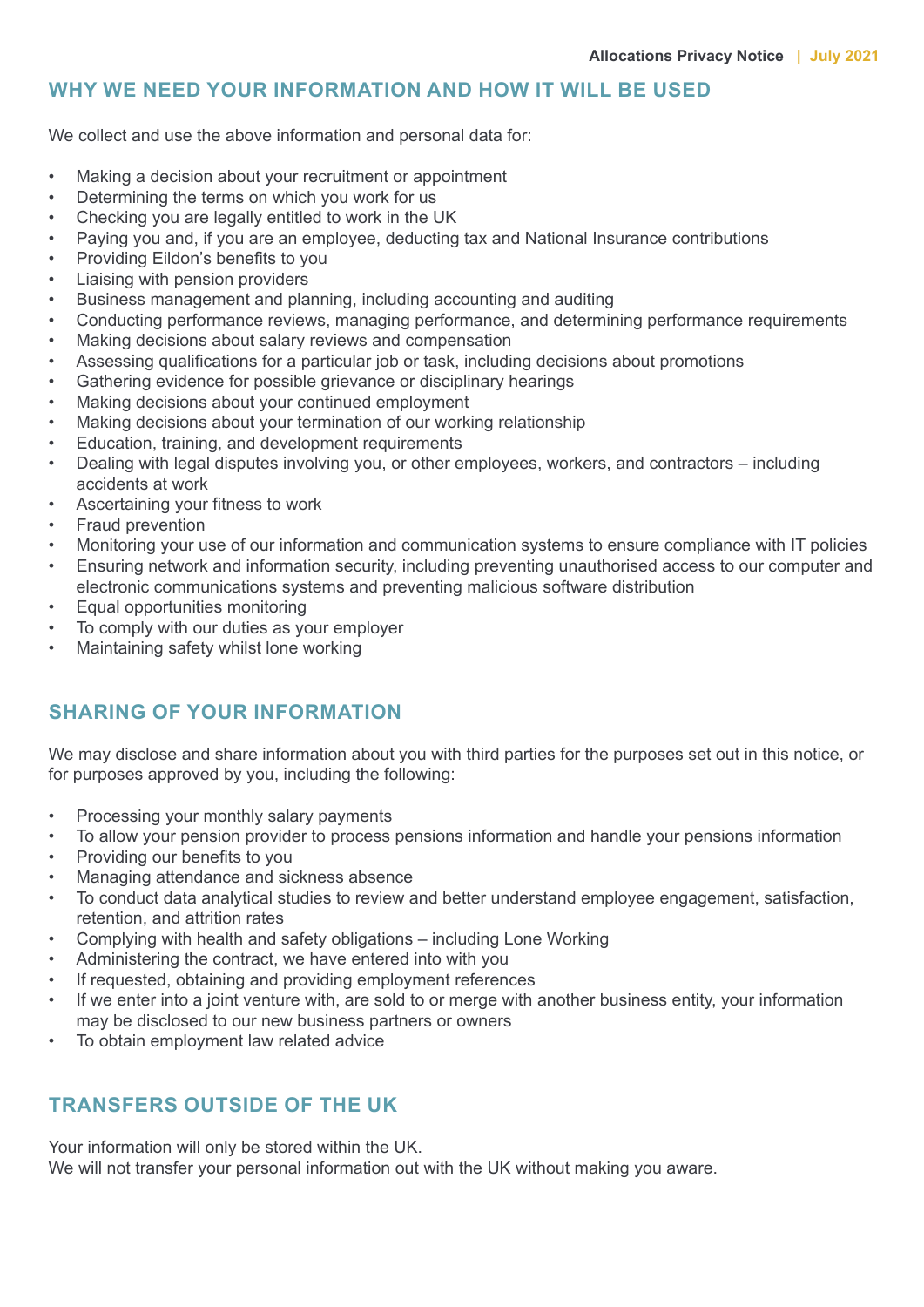## WHY WE NEED YOUR INFORMATION AND HOW IT WILL BE USED

We collect and use the above information and personal data for:

- Making a decision about your recruitment or appointment
- Determining the terms on which you work for us
- Checking you are legally entitled to work in the UK
- Paying you and, if you are an employee, deducting tax and National Insurance contributions
- Providing Eildon's benefits to you
- Liaising with pension providers
- Business management and planning, including accounting and auditing
- Conducting performance reviews, managing performance, and determining performance requirements
- Making decisions about salary reviews and compensation
- Assessing qualifications for a particular job or task, including decisions about promotions
- Gathering evidence for possible grievance or disciplinary hearings
- Making decisions about your continued employment
- Making decisions about your termination of our working relationship
- Education, training, and development requirements
- Dealing with legal disputes involving you, or other employees, workers, and contractors – including accidents at work
- Ascertaining your fitness to work
- Fraud prevention
- Monitoring your use of our information and communication systems to ensure compliance with IT policies
- Ensuring network and information security, including preventing unauthorised access to our computer and electronic communications systems and preventing malicious software distribution
- Equal opportunities monitoring
- To comply with our duties as your employer
- Maintaining safety whilst lone working

## SHARING OF YOUR INFORMATION

We may disclose and share information about you with third parties for the purposes set out in this notice, or for purposes approved by you, including the following:

- Processing your monthly salary payments
- To allow your pension provider to process pensions information and handle your pensions information
- Providing our benefits to you
- Managing attendance and sickness absence
- To conduct data analytical studies to review and better understand employee engagement, satisfaction, retention, and attrition rates
- Complying with health and safety obligations – including Lone Working
- Administering the contract, we have entered into with you
- If requested, obtaining and providing employment references
- If we enter into a joint venture with, are sold to or merge with another business entity, your information may be disclosed to our new business partners or owners
- To obtain employment law related advice

## TRANSFERS OUTSIDE OF THE UK

Your information will only be stored within the UK.
We will not transfer your personal information out with the UK without making you aware.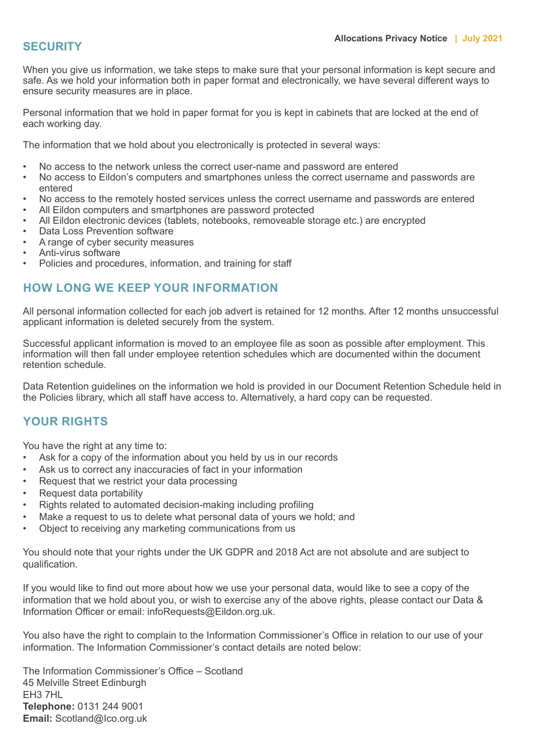## SECURITY

When you give us information, we take steps to make sure that your personal information is kept secure and safe. As we hold your information both in paper format and electronically, we have several different ways to ensure security measures are in place.

Personal information that we hold in paper format for you is kept in cabinets that are locked at the end of each working day.

The information that we hold about you electronically is protected in several ways:

- No access to the network unless the correct user-name and password are entered
- No access to Eildon's computers and smartphones unless the correct username and passwords are entered
- No access to the remotely hosted services unless the correct username and passwords are entered
- All Eildon computers and smartphones are password protected
- All Eildon electronic devices (tablets, notebooks, removeable storage etc.) are encrypted
- Data Loss Prevention software
- A range of cyber security measures
- Anti-virus software
- Policies and procedures, information, and training for staff

## HOW LONG WE KEEP YOUR INFORMATION

All personal information collected for each job advert is retained for 12 months. After 12 months unsuccessful applicant information is deleted securely from the system.

Successful applicant information is moved to an employee file as soon as possible after employment. This information will then fall under employee retention schedules which are documented within the document retention schedule.

Data Retention guidelines on the information we hold is provided in our Document Retention Schedule held in the Policies library, which all staff have access to. Alternatively, a hard copy can be requested.

## YOUR RIGHTS

You have the right at any time to:

- Ask for a copy of the information about you held by us in our records
- Ask us to correct any inaccuracies of fact in your information
- Request that we restrict your data processing
- Request data portability
- Rights related to automated decision-making including profiling
- Make a request to us to delete what personal data of yours we hold; and
- Object to receiving any marketing communications from us

You should note that your rights under the UK GDPR and 2018 Act are not absolute and are subject to qualification.

If you would like to find out more about how we use your personal data, would like to see a copy of the information that we hold about you, or wish to exercise any of the above rights, please contact our Data & Information Officer or email: infoRequests@Eildon.org.uk.

You also have the right to complain to the Information Commissioner's Office in relation to our use of your information. The Information Commissioner's contact details are noted below:

The Information Commissioner's Office – Scotland
45 Melville Street Edinburgh
EH3 7HL
**Telephone:** 0131 244 9001
**Email:** Scotland@Ico.org.uk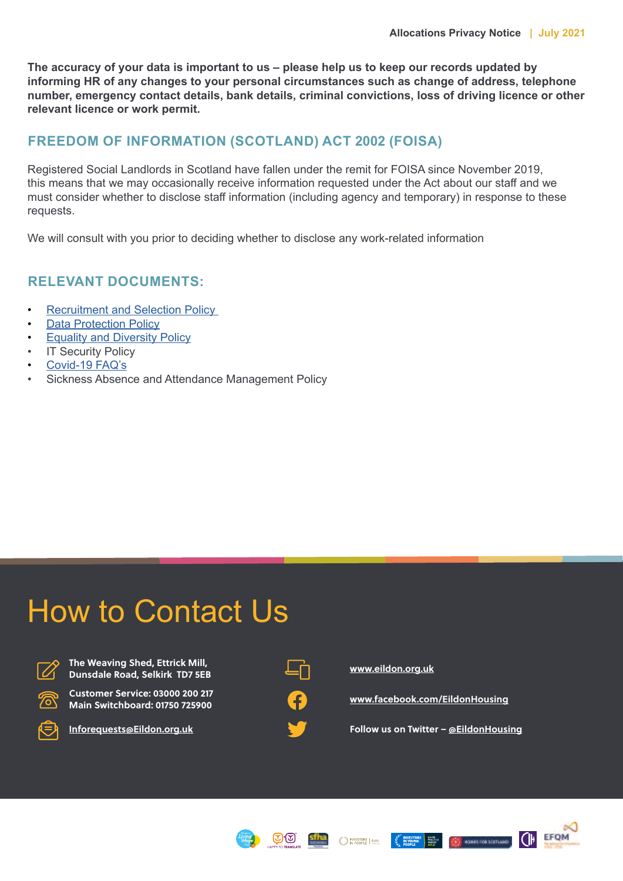**The accuracy of your data is important to us – please help us to keep our records updated by informing HR of any changes to your personal circumstances such as change of address, telephone number, emergency contact details, bank details, criminal convictions, loss of driving licence or other relevant licence or work permit.**

## FREEDOM OF INFORMATION (SCOTLAND) ACT 2002 (FOISA)

Registered Social Landlords in Scotland have fallen under the remit for FOISA since November 2019, this means that we may occasionally receive information requested under the Act about our staff and we must consider whether to disclose staff information (including agency and temporary) in response to these requests.

We will consult with you prior to deciding whether to disclose any work-related information

## RELEVANT DOCUMENTS:

- Recruitment and Selection Policy
- Data Protection Policy
- Equality and Diversity Policy
- IT Security Policy
- Covid-19 FAQ's
- Sickness Absence and Attendance Management Policy

# How to Contact Us

**The Weaving Shed, Ettrick Mill, Dunsdale Road, Selkirk TD7 5EB**

**Customer Service: 03000 200 217**
**Main Switchboard: 01750 725900**

**Inforequests@Eildon.org.uk**

**www.eildon.org.uk**

**www.facebook.com/EildonHousing**

**Follow us on Twitter – @EildonHousing**